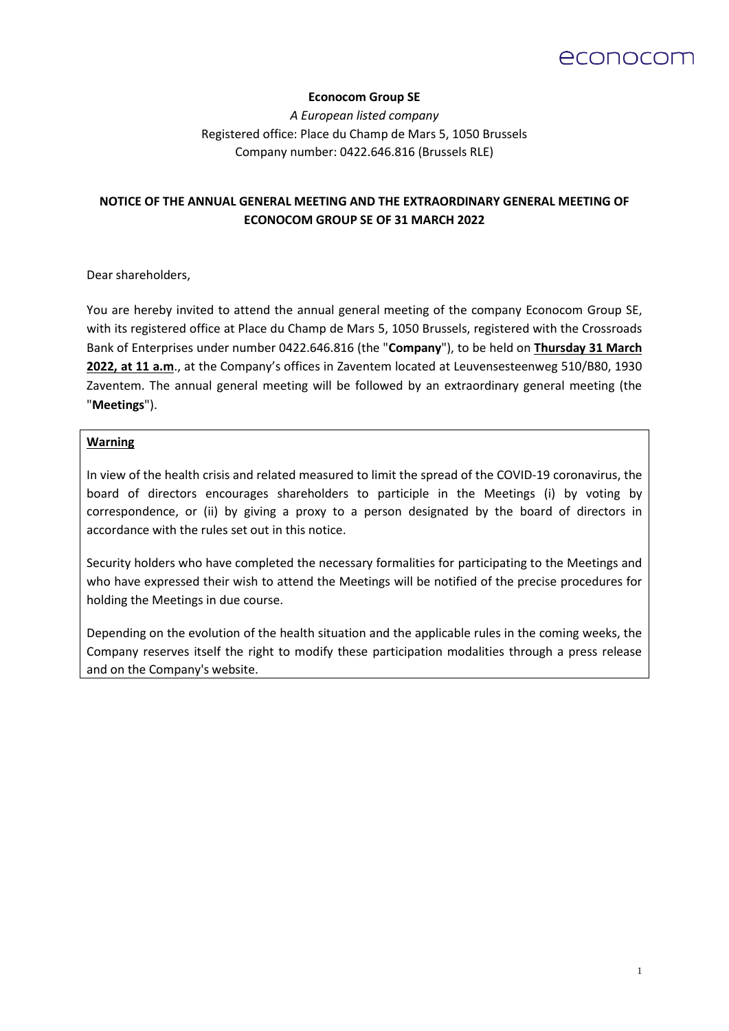**Econocom Group SE**

*A European listed company*

Registered office: Place du Champ de Mars 5, 1050 Brussels

Company number: 0422.646.816 (Brussels RLE)

## NOTICE OF THE ANNUAL GENERAL MEETING AND THE EXTRAORDINARY GENERAL MEETING OF ECONOCOM GROUP SE OF 31 MARCH 2022

Dear shareholders,

You are hereby invited to attend the annual general meeting of the company Econocom Group SE, with its registered office at Place du Champ de Mars 5, 1050 Brussels, registered with the Crossroads Bank of Enterprises under number 0422.646.816 (the "**Company**"), to be held on **Thursday 31 March 2022, at 11 a.m**., at the Company's offices in Zaventem located at Leuvensesteenweg 510/B80, 1930 Zaventem. The annual general meeting will be followed by an extraordinary general meeting (the "**Meetings**").

**Warning**

In view of the health crisis and related measured to limit the spread of the COVID-19 coronavirus, the board of directors encourages shareholders to participle in the Meetings (i) by voting by correspondence, or (ii) by giving a proxy to a person designated by the board of directors in accordance with the rules set out in this notice.

Security holders who have completed the necessary formalities for participating to the Meetings and who have expressed their wish to attend the Meetings will be notified of the precise procedures for holding the Meetings in due course.

Depending on the evolution of the health situation and the applicable rules in the coming weeks, the Company reserves itself the right to modify these participation modalities through a press release and on the Company's website.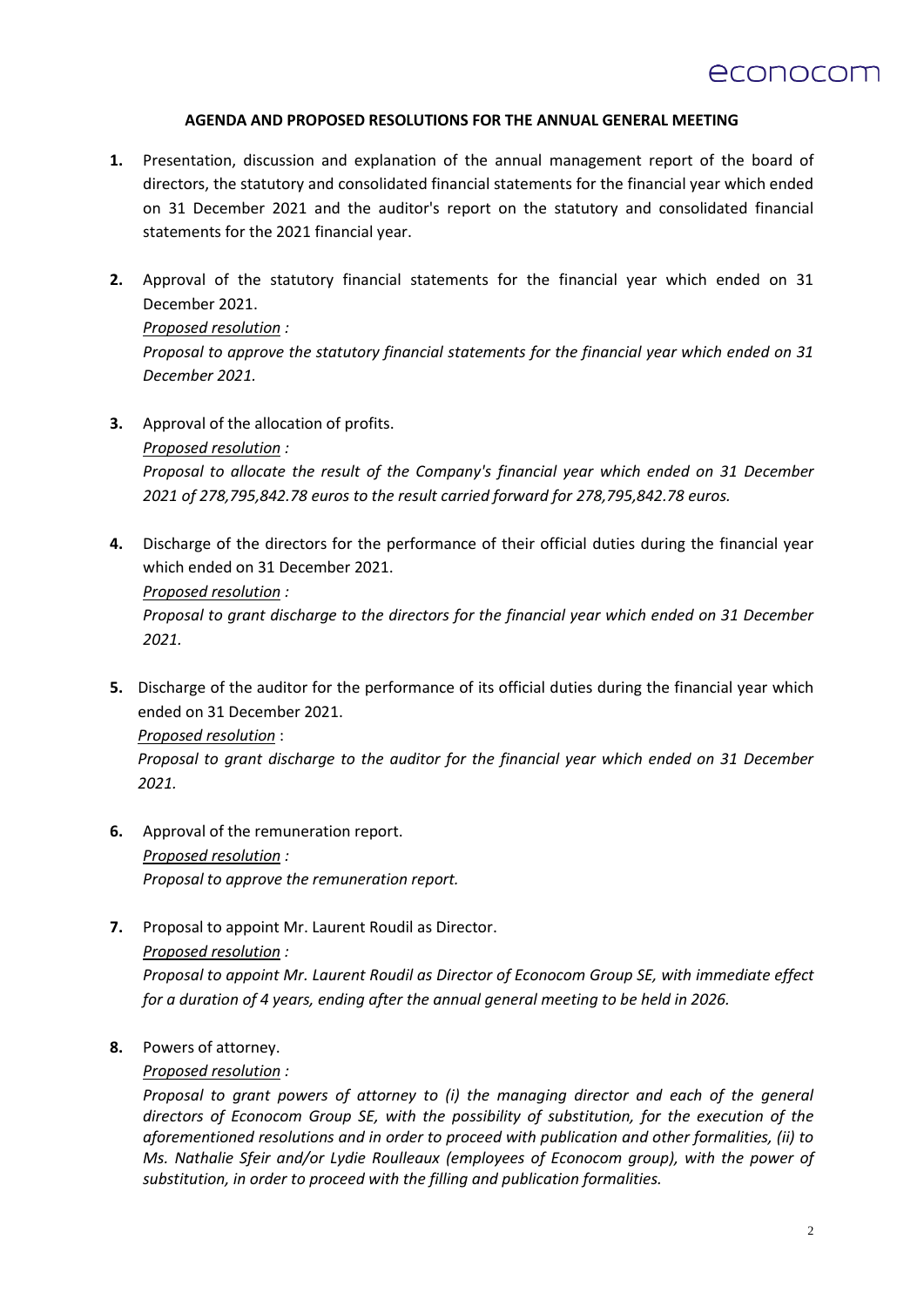# AGENDA AND PROPOSED RESOLUTIONS FOR THE ANNUAL GENERAL MEETING

1. Presentation, discussion and explanation of the annual management report of the board of directors, the statutory and consolidated financial statements for the financial year which ended on 31 December 2021 and the auditor's report on the statutory and consolidated financial statements for the 2021 financial year.

2. Approval of the statutory financial statements for the financial year which ended on 31 December 2021.
   <u>*Proposed resolution*</u> *:*
   *Proposal to approve the statutory financial statements for the financial year which ended on 31 December 2021.*

3. Approval of the allocation of profits.
   <u>*Proposed resolution*</u> *:*
   *Proposal to allocate the result of the Company's financial year which ended on 31 December 2021 of 278,795,842.78 euros to the result carried forward for 278,795,842.78 euros.*

4. Discharge of the directors for the performance of their official duties during the financial year which ended on 31 December 2021.
   <u>*Proposed resolution*</u> *:*
   *Proposal to grant discharge to the directors for the financial year which ended on 31 December 2021.*

5. Discharge of the auditor for the performance of its official duties during the financial year which ended on 31 December 2021.
   <u>*Proposed resolution*</u> :
   *Proposal to grant discharge to the auditor for the financial year which ended on 31 December 2021.*

6. Approval of the remuneration report.
   <u>*Proposed resolution*</u> *:*
   *Proposal to approve the remuneration report.*

7. Proposal to appoint Mr. Laurent Roudil as Director.
   <u>*Proposed resolution*</u> *:*
   *Proposal to appoint Mr. Laurent Roudil as Director of Econocom Group SE, with immediate effect for a duration of 4 years, ending after the annual general meeting to be held in 2026.*

8. Powers of attorney.
   <u>*Proposed resolution*</u> *:*
   *Proposal to grant powers of attorney to (i) the managing director and each of the general directors of Econocom Group SE, with the possibility of substitution, for the execution of the aforementioned resolutions and in order to proceed with publication and other formalities, (ii) to Ms. Nathalie Sfeir and/or Lydie Roulleaux (employees of Econocom group), with the power of substitution, in order to proceed with the filling and publication formalities.*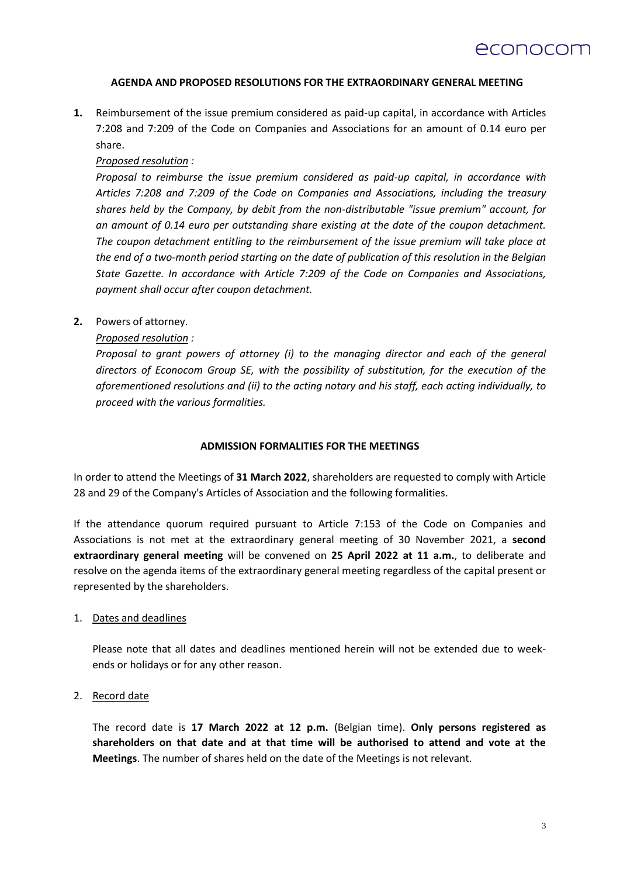## AGENDA AND PROPOSED RESOLUTIONS FOR THE EXTRAORDINARY GENERAL MEETING

**1.** Reimbursement of the issue premium considered as paid-up capital, in accordance with Articles 7:208 and 7:209 of the Code on Companies and Associations for an amount of 0.14 euro per share.

*Proposed resolution :*

*Proposal to reimburse the issue premium considered as paid-up capital, in accordance with Articles 7:208 and 7:209 of the Code on Companies and Associations, including the treasury shares held by the Company, by debit from the non-distributable "issue premium" account, for an amount of 0.14 euro per outstanding share existing at the date of the coupon detachment. The coupon detachment entitling to the reimbursement of the issue premium will take place at the end of a two-month period starting on the date of publication of this resolution in the Belgian State Gazette. In accordance with Article 7:209 of the Code on Companies and Associations, payment shall occur after coupon detachment.*

**2.** Powers of attorney.

*Proposed resolution :*

*Proposal to grant powers of attorney (i) to the managing director and each of the general directors of Econocom Group SE, with the possibility of substitution, for the execution of the aforementioned resolutions and (ii) to the acting notary and his staff, each acting individually, to proceed with the various formalities.*

## ADMISSION FORMALITIES FOR THE MEETINGS

In order to attend the Meetings of **31 March 2022**, shareholders are requested to comply with Article 28 and 29 of the Company's Articles of Association and the following formalities.

If the attendance quorum required pursuant to Article 7:153 of the Code on Companies and Associations is not met at the extraordinary general meeting of 30 November 2021, a **second extraordinary general meeting** will be convened on **25 April 2022 at 11 a.m.**, to deliberate and resolve on the agenda items of the extraordinary general meeting regardless of the capital present or represented by the shareholders.

1. Dates and deadlines

   Please note that all dates and deadlines mentioned herein will not be extended due to week-ends or holidays or for any other reason.

2. Record date

   The record date is **17 March 2022 at 12 p.m.** (Belgian time). **Only persons registered as shareholders on that date and at that time will be authorised to attend and vote at the Meetings**. The number of shares held on the date of the Meetings is not relevant.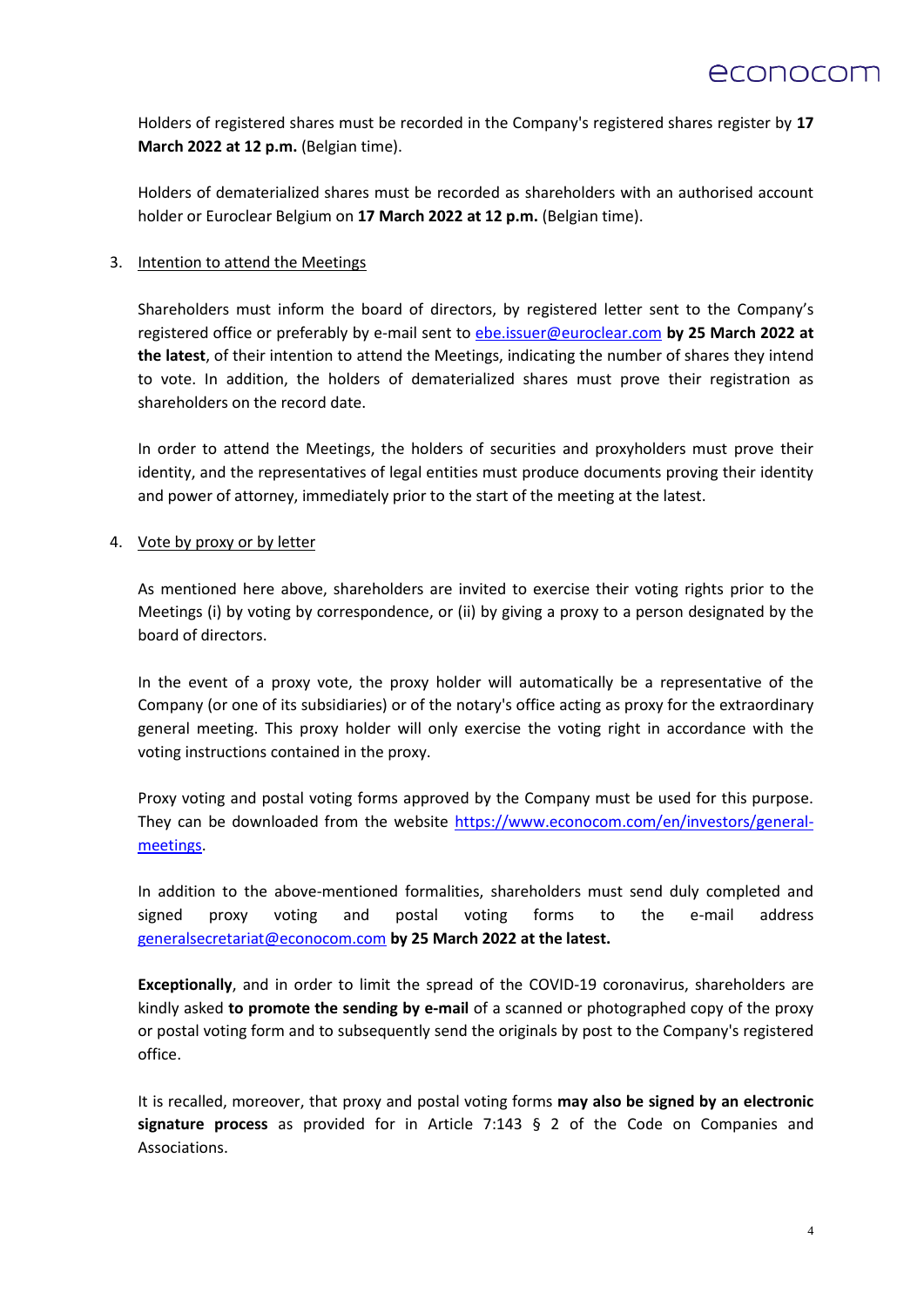Holders of registered shares must be recorded in the Company's registered shares register by **17 March 2022 at 12 p.m.** (Belgian time).

Holders of dematerialized shares must be recorded as shareholders with an authorised account holder or Euroclear Belgium on **17 March 2022 at 12 p.m.** (Belgian time).

3. Intention to attend the Meetings

Shareholders must inform the board of directors, by registered letter sent to the Company's registered office or preferably by e-mail sent to [ebe.issuer@euroclear.com](mailto:ebe.issuer@euroclear.com) **by 25 March 2022 at the latest**, of their intention to attend the Meetings, indicating the number of shares they intend to vote. In addition, the holders of dematerialized shares must prove their registration as shareholders on the record date.

In order to attend the Meetings, the holders of securities and proxyholders must prove their identity, and the representatives of legal entities must produce documents proving their identity and power of attorney, immediately prior to the start of the meeting at the latest.

4. Vote by proxy or by letter

As mentioned here above, shareholders are invited to exercise their voting rights prior to the Meetings (i) by voting by correspondence, or (ii) by giving a proxy to a person designated by the board of directors.

In the event of a proxy vote, the proxy holder will automatically be a representative of the Company (or one of its subsidiaries) or of the notary's office acting as proxy for the extraordinary general meeting. This proxy holder will only exercise the voting right in accordance with the voting instructions contained in the proxy.

Proxy voting and postal voting forms approved by the Company must be used for this purpose. They can be downloaded from the website [https://www.econocom.com/en/investors/general-meetings](https://www.econocom.com/en/investors/general-meetings).

In addition to the above-mentioned formalities, shareholders must send duly completed and signed proxy voting and postal voting forms to the e-mail address [generalsecretariat@econocom.com](mailto:generalsecretariat@econocom.com) **by 25 March 2022 at the latest.**

**Exceptionally**, and in order to limit the spread of the COVID-19 coronavirus, shareholders are kindly asked **to promote the sending by e-mail** of a scanned or photographed copy of the proxy or postal voting form and to subsequently send the originals by post to the Company's registered office.

It is recalled, moreover, that proxy and postal voting forms **may also be signed by an electronic signature process** as provided for in Article 7:143 § 2 of the Code on Companies and Associations.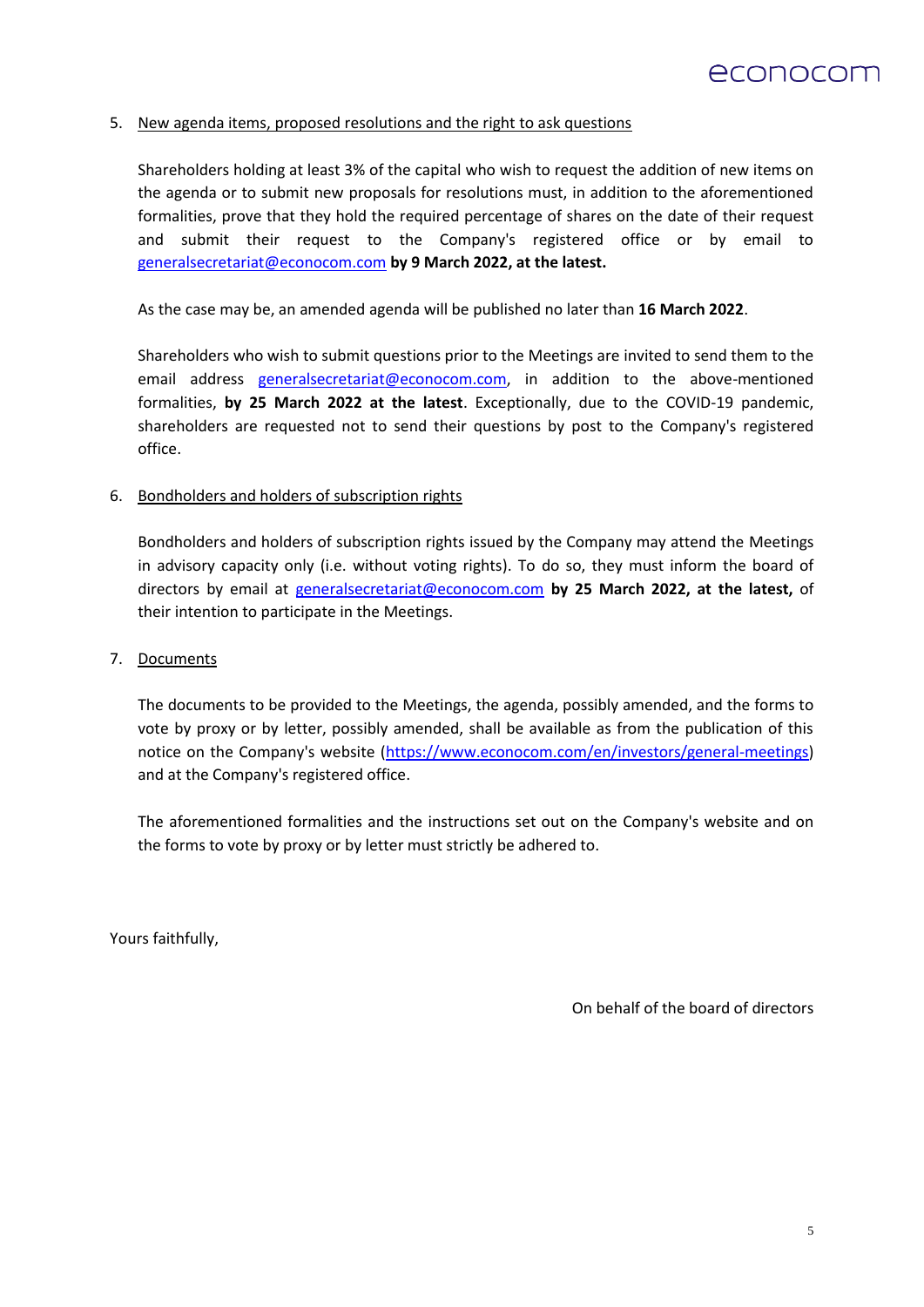5. New agenda items, proposed resolutions and the right to ask questions

   Shareholders holding at least 3% of the capital who wish to request the addition of new items on the agenda or to submit new proposals for resolutions must, in addition to the aforementioned formalities, prove that they hold the required percentage of shares on the date of their request and submit their request to the Company's registered office or by email to generalsecretariat@econocom.com **by 9 March 2022, at the latest.**

   As the case may be, an amended agenda will be published no later than **16 March 2022**.

   Shareholders who wish to submit questions prior to the Meetings are invited to send them to the email address generalsecretariat@econocom.com, in addition to the above-mentioned formalities, **by 25 March 2022 at the latest**. Exceptionally, due to the COVID-19 pandemic, shareholders are requested not to send their questions by post to the Company's registered office.

6. Bondholders and holders of subscription rights

   Bondholders and holders of subscription rights issued by the Company may attend the Meetings in advisory capacity only (i.e. without voting rights). To do so, they must inform the board of directors by email at generalsecretariat@econocom.com **by 25 March 2022, at the latest,** of their intention to participate in the Meetings.

7. Documents

   The documents to be provided to the Meetings, the agenda, possibly amended, and the forms to vote by proxy or by letter, possibly amended, shall be available as from the publication of this notice on the Company's website (https://www.econocom.com/en/investors/general-meetings) and at the Company's registered office.

   The aforementioned formalities and the instructions set out on the Company's website and on the forms to vote by proxy or by letter must strictly be adhered to.

Yours faithfully,

On behalf of the board of directors